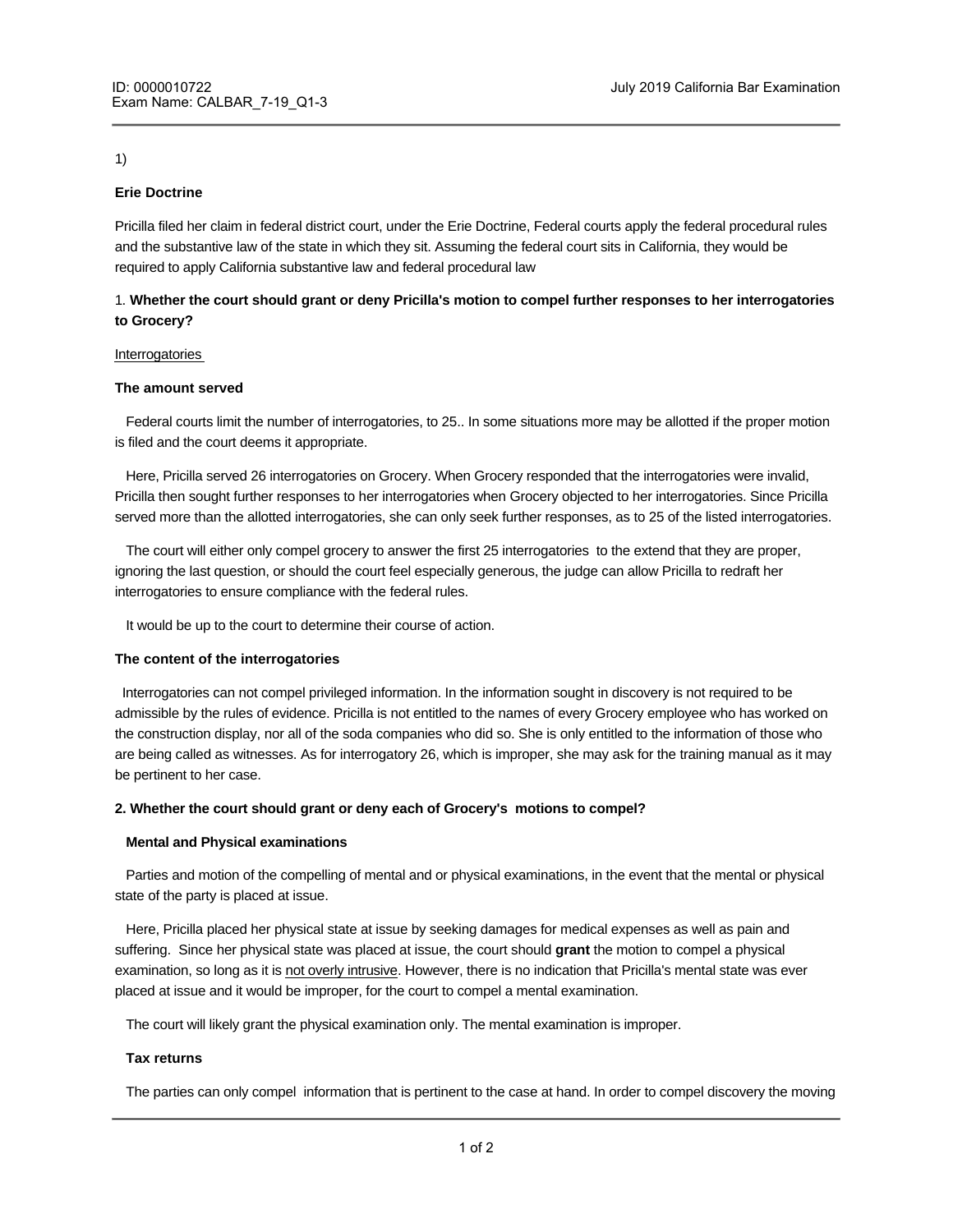1)

**Erie Doctrine**

Pricilla filed her claim in federal district court, under the Erie Doctrine, Federal courts apply the federal procedural rules and the substantive law of the state in which they sit. Assuming the federal court sits in California, they would be required to apply California substantive law and federal procedural law

1. **Whether the court should grant or deny Pricilla's motion to compel further responses to her interrogatories to Grocery?**

<u>Interrogatories</u>

**The amount served**

Federal courts limit the number of interrogatories, to 25.. In some situations more may be allotted if the proper motion is filed and the court deems it appropriate.

Here, Pricilla served 26 interrogatories on Grocery. When Grocery responded that the interrogatories were invalid, Pricilla then sought further responses to her interrogatories when Grocery objected to her interrogatories. Since Pricilla served more than the allotted interrogatories, she can only seek further responses, as to 25 of the listed interrogatories.

The court will either only compel grocery to answer the first 25 interrogatories to the extend that they are proper, ignoring the last question, or should the court feel especially generous, the judge can allow Pricilla to redraft her interrogatories to ensure compliance with the federal rules.

It would be up to the court to determine their course of action.

**The content of the interrogatories**

Interrogatories can not compel privileged information. In the information sought in discovery is not required to be admissible by the rules of evidence. Pricilla is not entitled to the names of every Grocery employee who has worked on the construction display, nor all of the soda companies who did so. She is only entitled to the information of those who are being called as witnesses. As for interrogatory 26, which is improper, she may ask for the training manual as it may be pertinent to her case.

**2. Whether the court should grant or deny each of Grocery's motions to compel?**

**Mental and Physical examinations**

Parties and motion of the compelling of mental and or physical examinations, in the event that the mental or physical state of the party is placed at issue.

Here, Pricilla placed her physical state at issue by seeking damages for medical expenses as well as pain and suffering. Since her physical state was placed at issue, the court should **grant** the motion to compel a physical examination, so long as it is <u>not overly intrusive</u>. However, there is no indication that Pricilla's mental state was ever placed at issue and it would be improper, for the court to compel a mental examination.

The court will likely grant the physical examination only. The mental examination is improper.

**Tax returns**

The parties can only compel information that is pertinent to the case at hand. In order to compel discovery the moving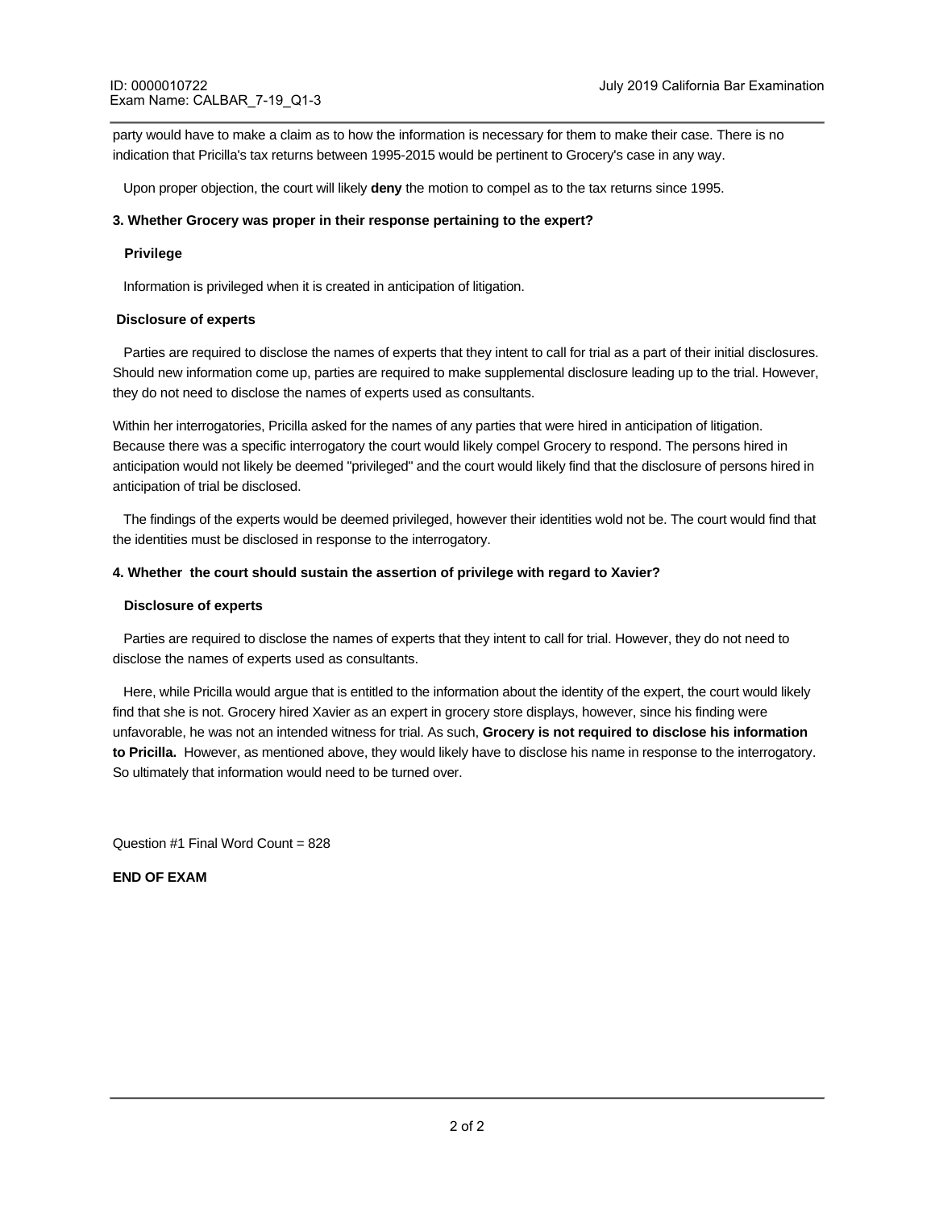party would have to make a claim as to how the information is necessary for them to make their case. There is no indication that Pricilla's tax returns between 1995-2015 would be pertinent to Grocery's case in any way.

Upon proper objection, the court will likely **deny** the motion to compel as to the tax returns since 1995.

**3. Whether Grocery was proper in their response pertaining to the expert?**

**Privilege**

Information is privileged when it is created in anticipation of litigation.

**Disclosure of experts**

Parties are required to disclose the names of experts that they intent to call for trial as a part of their initial disclosures. Should new information come up, parties are required to make supplemental disclosure leading up to the trial. However, they do not need to disclose the names of experts used as consultants.

Within her interrogatories, Pricilla asked for the names of any parties that were hired in anticipation of litigation. Because there was a specific interrogatory the court would likely compel Grocery to respond. The persons hired in anticipation would not likely be deemed "privileged" and the court would likely find that the disclosure of persons hired in anticipation of trial be disclosed.

The findings of the experts would be deemed privileged, however their identities wold not be. The court would find that the identities must be disclosed in response to the interrogatory.

**4. Whether the court should sustain the assertion of privilege with regard to Xavier?**

**Disclosure of experts**

Parties are required to disclose the names of experts that they intent to call for trial. However, they do not need to disclose the names of experts used as consultants.

Here, while Pricilla would argue that is entitled to the information about the identity of the expert, the court would likely find that she is not. Grocery hired Xavier as an expert in grocery store displays, however, since his finding were unfavorable, he was not an intended witness for trial. As such, **Grocery is not required to disclose his information to Pricilla.** However, as mentioned above, they would likely have to disclose his name in response to the interrogatory. So ultimately that information would need to be turned over.

Question #1 Final Word Count = 828

**END OF EXAM**